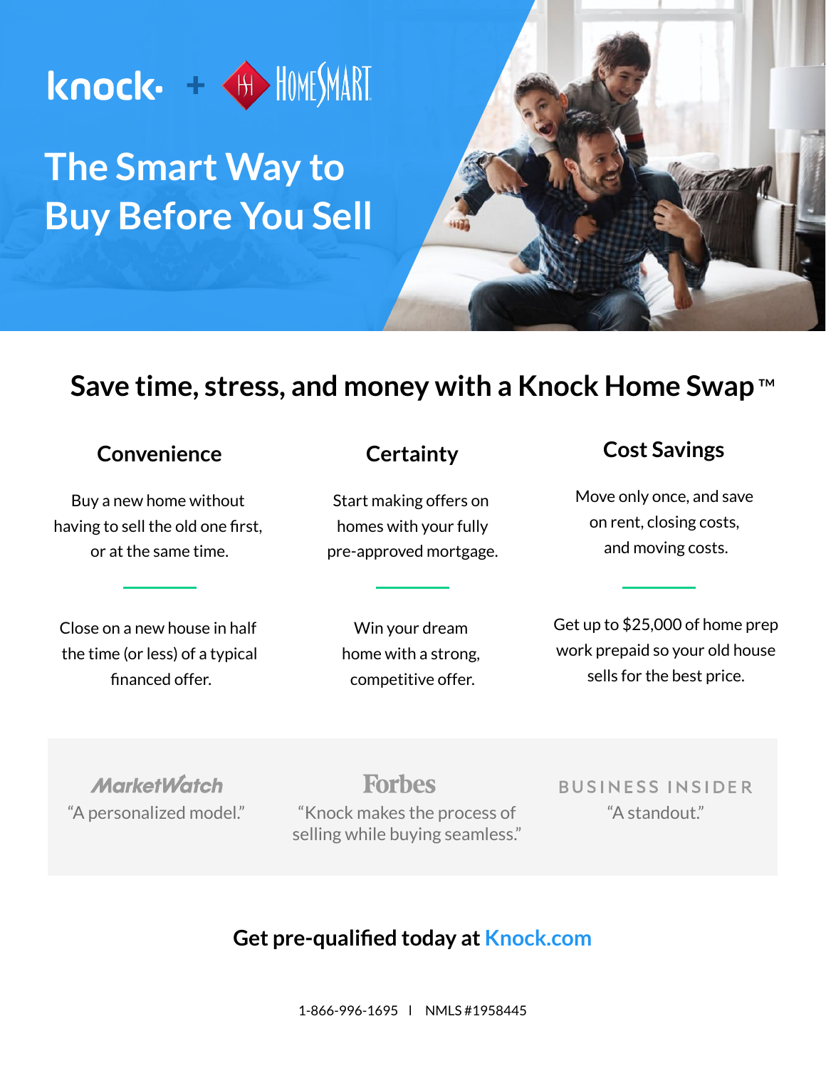knock + HOMESMART

# The Smart Way to Buy Before You Sell

## Save time, stress, and money with a Knock Home Swap™

### Convenience

Buy a new home without having to sell the old one first, or at the same time.

Close on a new house in half the time (or less) of a typical financed offer.

### Certainty

Start making offers on homes with your fully pre-approved mortgage.

Win your dream home with a strong, competitive offer.

### Cost Savings

Move only once, and save on rent, closing costs, and moving costs.

Get up to $25,000 of home prep work prepaid so your old house sells for the best price.

**MarketWatch**
"A personalized model."

**Forbes**
"Knock makes the process of selling while buying seamless."

**BUSINESS INSIDER**
"A standout."

## Get pre-qualified today at Knock.com

1-866-996-1695 | NMLS #1958445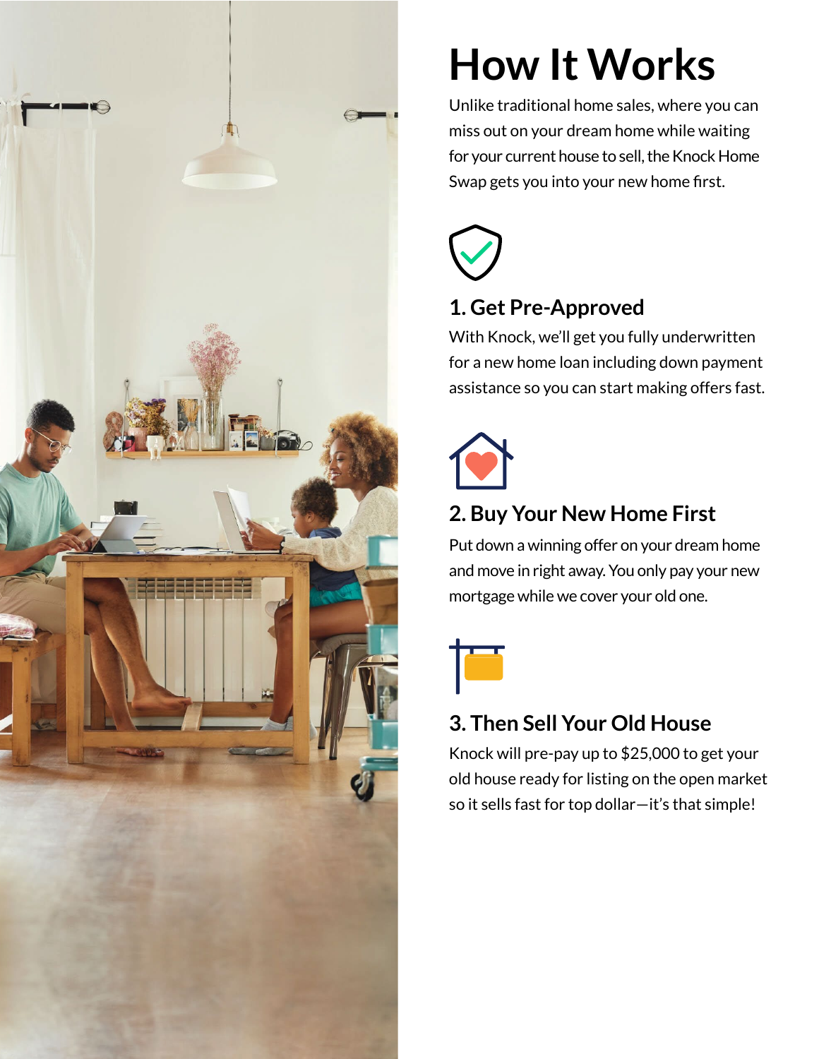# How It Works

Unlike traditional home sales, where you can miss out on your dream home while waiting for your current house to sell, the Knock Home Swap gets you into your new home first.

## 1. Get Pre-Approved

With Knock, we'll get you fully underwritten for a new home loan including down payment assistance so you can start making offers fast.

## 2. Buy Your New Home First

Put down a winning offer on your dream home and move in right away. You only pay your new mortgage while we cover your old one.

## 3. Then Sell Your Old House

Knock will pre-pay up to $25,000 to get your old house ready for listing on the open market so it sells fast for top dollar—it's that simple!